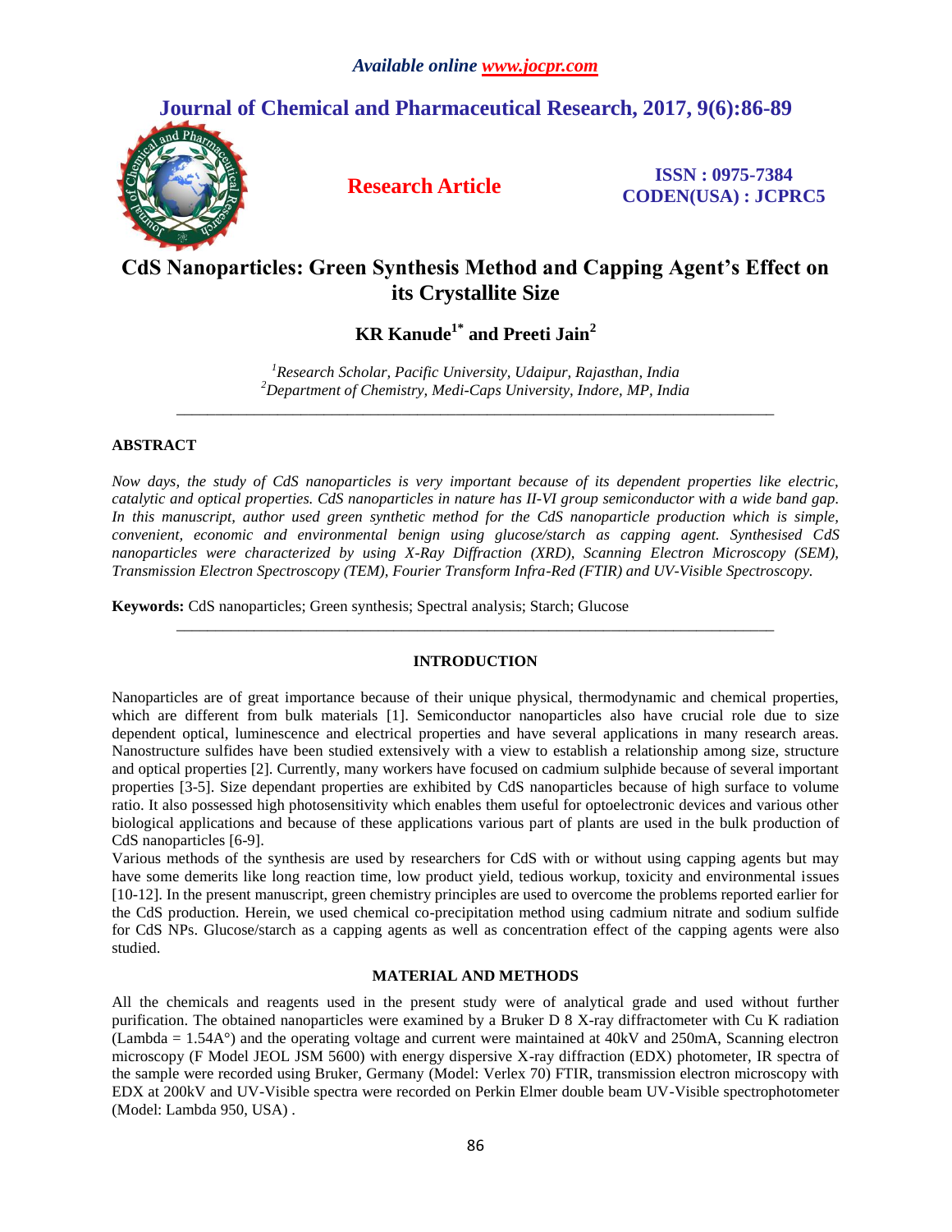# CdS Nanoparticles: Green Synthesis Method and Capping Agent's Effect on its Crystallite Size

**KR Kanude[1*] and Preeti Jain[2]**

*[1]Research Scholar, Pacific University, Udaipur, Rajasthan, India*
*[2]Department of Chemistry, Medi-Caps University, Indore, MP, India*

---

## ABSTRACT

*Now days, the study of CdS nanoparticles is very important because of its dependent properties like electric, catalytic and optical properties. CdS nanoparticles in nature has II-VI group semiconductor with a wide band gap. In this manuscript, author used green synthetic method for the CdS nanoparticle production which is simple, convenient, economic and environmental benign using glucose/starch as capping agent. Synthesised CdS nanoparticles were characterized by using X-Ray Diffraction (XRD), Scanning Electron Microscopy (SEM), Transmission Electron Spectroscopy (TEM), Fourier Transform Infra-Red (FTIR) and UV-Visible Spectroscopy.*

**Keywords:** CdS nanoparticles; Green synthesis; Spectral analysis; Starch; Glucose

---

## INTRODUCTION

Nanoparticles are of great importance because of their unique physical, thermodynamic and chemical properties, which are different from bulk materials [1]. Semiconductor nanoparticles also have crucial role due to size dependent optical, luminescence and electrical properties and have several applications in many research areas. Nanostructure sulfides have been studied extensively with a view to establish a relationship among size, structure and optical properties [2]. Currently, many workers have focused on cadmium sulphide because of several important properties [3-5]. Size dependant properties are exhibited by CdS nanoparticles because of high surface to volume ratio. It also possessed high photosensitivity which enables them useful for optoelectronic devices and various other biological applications and because of these applications various part of plants are used in the bulk production of CdS nanoparticles [6-9].

Various methods of the synthesis are used by researchers for CdS with or without using capping agents but may have some demerits like long reaction time, low product yield, tedious workup, toxicity and environmental issues [10-12]. In the present manuscript, green chemistry principles are used to overcome the problems reported earlier for the CdS production. Herein, we used chemical co-precipitation method using cadmium nitrate and sodium sulfide for CdS NPs. Glucose/starch as a capping agents as well as concentration effect of the capping agents were also studied.

## MATERIAL AND METHODS

All the chemicals and reagents used in the present study were of analytical grade and used without further purification. The obtained nanoparticles were examined by a Bruker D 8 X-ray diffractometer with Cu K radiation (Lambda = 1.54A°) and the operating voltage and current were maintained at 40kV and 250mA, Scanning electron microscopy (F Model JEOL JSM 5600) with energy dispersive X-ray diffraction (EDX) photometer, IR spectra of the sample were recorded using Bruker, Germany (Model: Verlex 70) FTIR, transmission electron microscopy with EDX at 200kV and UV-Visible spectra were recorded on Perkin Elmer double beam UV-Visible spectrophotometer (Model: Lambda 950, USA) .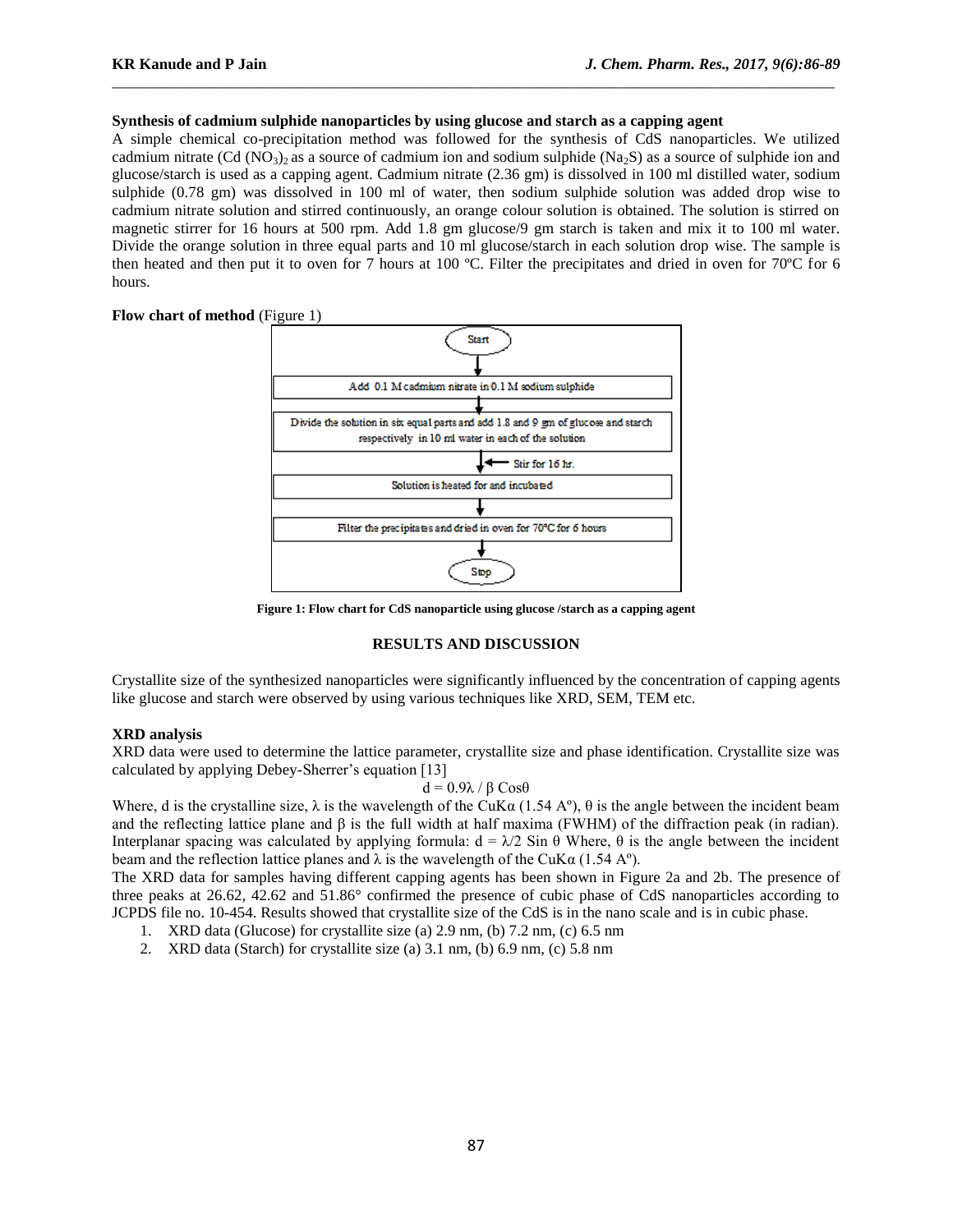**Synthesis of cadmium sulphide nanoparticles by using glucose and starch as a capping agent**

A simple chemical co-precipitation method was followed for the synthesis of CdS nanoparticles. We utilized cadmium nitrate (Cd $(NO_3)_2$ as a source of cadmium ion and sodium sulphide ($Na_2S$) as a source of sulphide ion and glucose/starch is used as a capping agent. Cadmium nitrate (2.36 gm) is dissolved in 100 ml distilled water, sodium sulphide (0.78 gm) was dissolved in 100 ml of water, then sodium sulphide solution was added drop wise to cadmium nitrate solution and stirred continuously, an orange colour solution is obtained. The solution is stirred on magnetic stirrer for 16 hours at 500 rpm. Add 1.8 gm glucose/9 gm starch is taken and mix it to 100 ml water. Divide the orange solution in three equal parts and 10 ml glucose/starch in each solution drop wise. The sample is then heated and then put it to oven for 7 hours at 100 ºC. Filter the precipitates and dried in oven for 70ºC for 6 hours.

**Flow chart of method** (Figure 1)

Start

↓

Add 0.1 M cadmium nitrate in 0.1 M sodium sulphide

↓

Divide the solution in six equal parts and add 1.8 and 9 gm of glucose and starch respectively in 10 ml water in each of the solution

↓ ← Stir for 16 hr.

Solution is heated for and incubated

↓

Filter the precipitates and dried in oven for 70ºC for 6 hours

↓

Stop

**Figure 1: Flow chart for CdS nanoparticle using glucose /starch as a capping agent**

## RESULTS AND DISCUSSION

Crystallite size of the synthesized nanoparticles were significantly influenced by the concentration of capping agents like glucose and starch were observed by using various techniques like XRD, SEM, TEM etc.

**XRD analysis**

XRD data were used to determine the lattice parameter, crystallite size and phase identification. Crystallite size was calculated by applying Debey-Sherrer's equation [13]

$$d = 0.9\lambda / \beta \cos\theta$$

Where, d is the crystalline size, λ is the wavelength of the CuKα (1.54 Aº), θ is the angle between the incident beam and the reflecting lattice plane and β is the full width at half maxima (FWHM) of the diffraction peak (in radian). Interplanar spacing was calculated by applying formula: $d = \lambda/2 \sin\theta$ Where, θ is the angle between the incident beam and the reflection lattice planes and λ is the wavelength of the CuKα (1.54 Aº).

The XRD data for samples having different capping agents has been shown in Figure 2a and 2b. The presence of three peaks at 26.62, 42.62 and 51.86° confirmed the presence of cubic phase of CdS nanoparticles according to JCPDS file no. 10-454. Results showed that crystallite size of the CdS is in the nano scale and is in cubic phase.

1. XRD data (Glucose) for crystallite size (a) 2.9 nm, (b) 7.2 nm, (c) 6.5 nm
2. XRD data (Starch) for crystallite size (a) 3.1 nm, (b) 6.9 nm, (c) 5.8 nm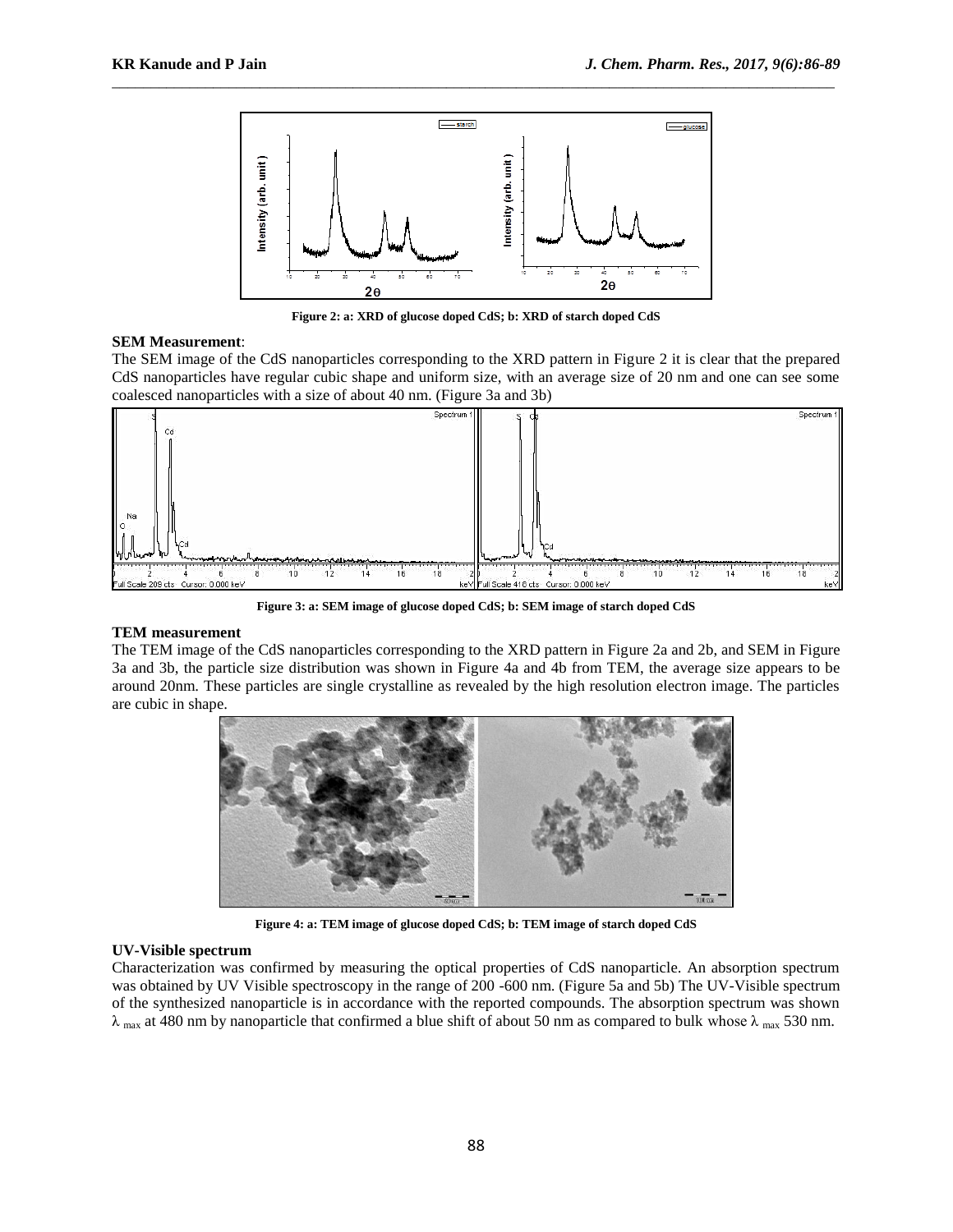Figure 2: a: XRD of glucose doped CdS; b: XRD of starch doped CdS

**SEM Measurement**:

The SEM image of the CdS nanoparticles corresponding to the XRD pattern in Figure 2 it is clear that the prepared CdS nanoparticles have regular cubic shape and uniform size, with an average size of 20 nm and one can see some coalesced nanoparticles with a size of about 40 nm. (Figure 3a and 3b)

Figure 3: a: SEM image of glucose doped CdS; b: SEM image of starch doped CdS

**TEM measurement**

The TEM image of the CdS nanoparticles corresponding to the XRD pattern in Figure 2a and 2b, and SEM in Figure 3a and 3b, the particle size distribution was shown in Figure 4a and 4b from TEM, the average size appears to be around 20nm. These particles are single crystalline as revealed by the high resolution electron image. The particles are cubic in shape.

Figure 4: a: TEM image of glucose doped CdS; b: TEM image of starch doped CdS

**UV-Visible spectrum**

Characterization was confirmed by measuring the optical properties of CdS nanoparticle. An absorption spectrum was obtained by UV Visible spectroscopy in the range of 200 -600 nm. (Figure 5a and 5b) The UV-Visible spectrum of the synthesized nanoparticle is in accordance with the reported compounds. The absorption spectrum was shown $\lambda_{max}$ at 480 nm by nanoparticle that confirmed a blue shift of about 50 nm as compared to bulk whose $\lambda_{max}$ 530 nm.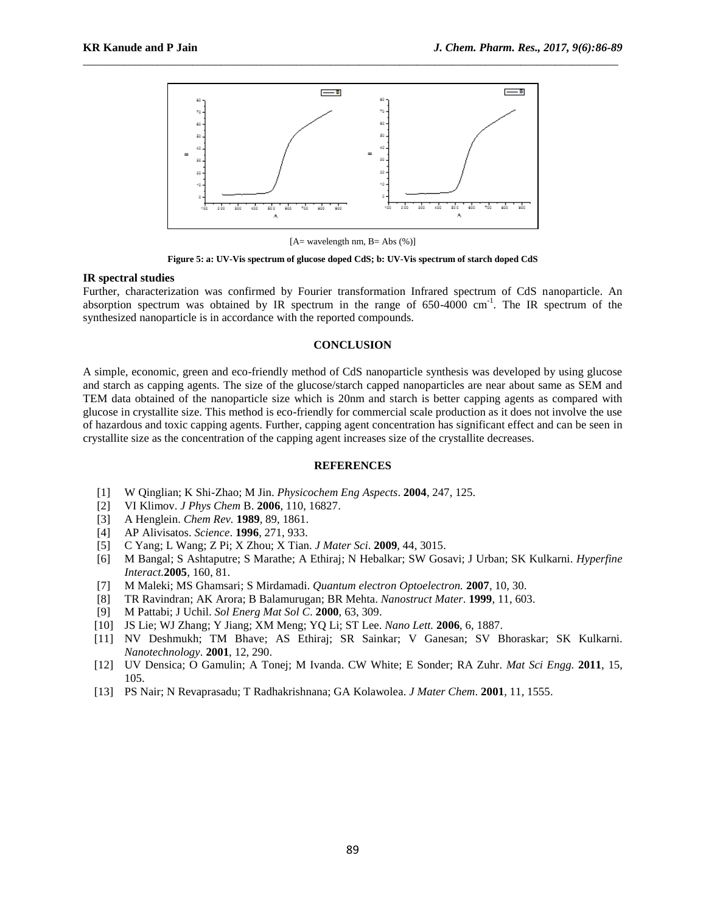[A= wavelength nm, B= Abs (%)]

**Figure 5: a: UV-Vis spectrum of glucose doped CdS; b: UV-Vis spectrum of starch doped CdS**

### IR spectral studies

Further, characterization was confirmed by Fourier transformation Infrared spectrum of CdS nanoparticle. An absorption spectrum was obtained by IR spectrum in the range of 650-4000 $cm^{-1}$. The IR spectrum of the synthesized nanoparticle is in accordance with the reported compounds.

## CONCLUSION

A simple, economic, green and eco-friendly method of CdS nanoparticle synthesis was developed by using glucose and starch as capping agents. The size of the glucose/starch capped nanoparticles are near about same as SEM and TEM data obtained of the nanoparticle size which is 20nm and starch is better capping agents as compared with glucose in crystallite size. This method is eco-friendly for commercial scale production as it does not involve the use of hazardous and toxic capping agents. Further, capping agent concentration has significant effect and can be seen in crystallite size as the concentration of the capping agent increases size of the crystallite decreases.

## REFERENCES

[1] W Qinglian; K Shi-Zhao; M Jin. *Physicochem Eng Aspects*. **2004**, 247, 125.

[2] VI Klimov. *J Phys Chem* B. **2006**, 110, 16827.

[3] A Henglein. *Chem Rev.* **1989**, 89, 1861.

[4] AP Alivisatos. *Science*. **1996**, 271, 933.

[5] C Yang; L Wang; Z Pi; X Zhou; X Tian. *J Mater Sci*. **2009**, 44, 3015.

[6] M Bangal; S Ashtaputre; S Marathe; A Ethiraj; N Hebalkar; SW Gosavi; J Urban; SK Kulkarni. *Hyperfine Interact.***2005**, 160, 81.

[7] M Maleki; MS Ghamsari; S Mirdamadi. *Quantum electron Optoelectron.* **2007**, 10, 30.

[8] TR Ravindran; AK Arora; B Balamurugan; BR Mehta. *Nanostruct Mater*. **1999**, 11, 603.

[9] M Pattabi; J Uchil. *Sol Energ Mat Sol C*. **2000**, 63, 309.

[10] JS Lie; WJ Zhang; Y Jiang; XM Meng; YQ Li; ST Lee. *Nano Lett.* **2006**, 6, 1887.

[11] NV Deshmukh; TM Bhave; AS Ethiraj; SR Sainkar; V Ganesan; SV Bhoraskar; SK Kulkarni. *Nanotechnology*. **2001**, 12, 290.

[12] UV Densica; O Gamulin; A Tonej; M Ivanda. CW White; E Sonder; RA Zuhr. *Mat Sci Engg.* **2011**, 15, 105.

[13] PS Nair; N Revaprasadu; T Radhakrishnana; GA Kolawolea. *J Mater Chem*. **2001**, 11, 1555.